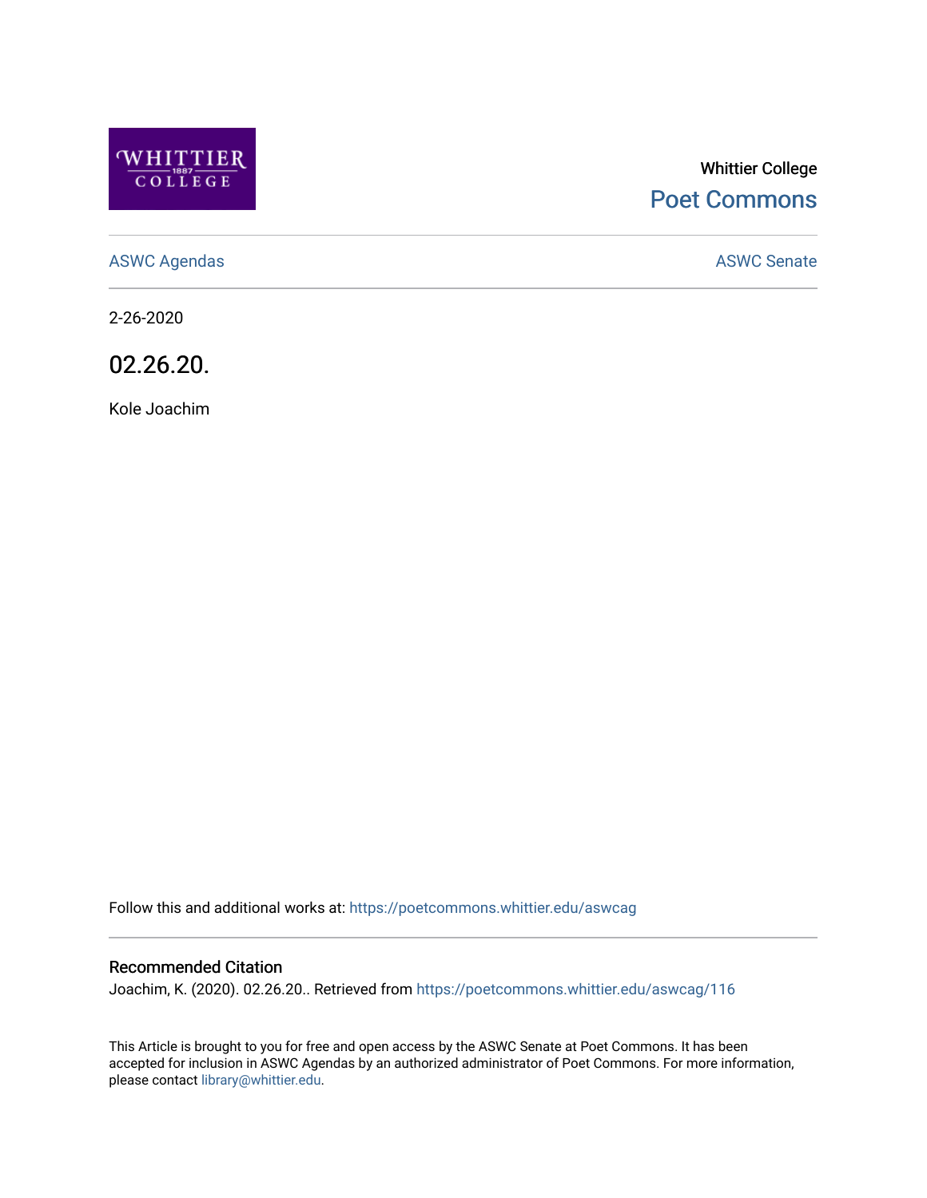Whittier College

Poet Commons

ASWC Agendas

ASWC Senate

2-26-2020

# 02.26.20.

Kole Joachim

Follow this and additional works at: https://poetcommons.whittier.edu/aswcag

## Recommended Citation

Joachim, K. (2020). 02.26.20.. Retrieved from https://poetcommons.whittier.edu/aswcag/116

This Article is brought to you for free and open access by the ASWC Senate at Poet Commons. It has been accepted for inclusion in ASWC Agendas by an authorized administrator of Poet Commons. For more information, please contact library@whittier.edu.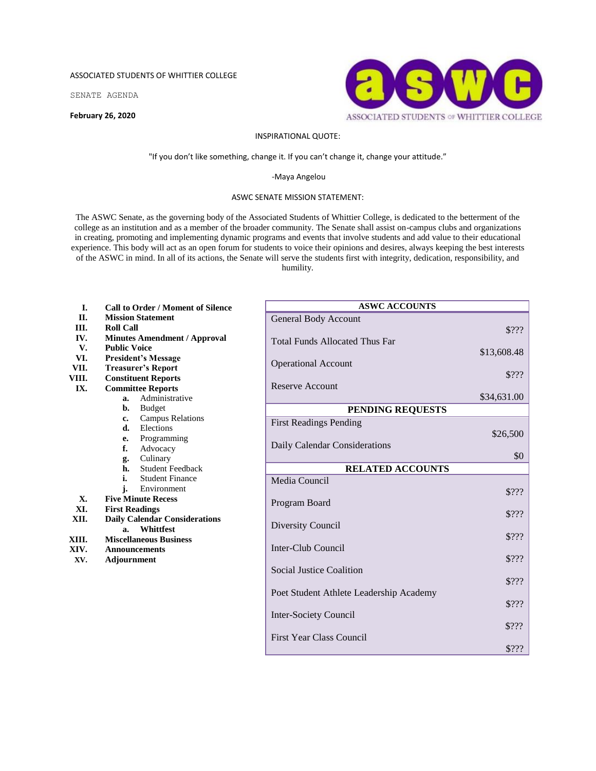ASSOCIATED STUDENTS OF WHITTIER COLLEGE

SENATE AGENDA

**February 26, 2020**

ASSOCIATED STUDENTS OF WHITTIER COLLEGE

INSPIRATIONAL QUOTE:

"If you don't like something, change it. If you can't change it, change your attitude."

-Maya Angelou

ASWC SENATE MISSION STATEMENT:

The ASWC Senate, as the governing body of the Associated Students of Whittier College, is dedicated to the betterment of the college as an institution and as a member of the broader community. The Senate shall assist on-campus clubs and organizations in creating, promoting and implementing dynamic programs and events that involve students and add value to their educational experience. This body will act as an open forum for students to voice their opinions and desires, always keeping the best interests of the ASWC in mind. In all of its actions, the Senate will serve the students first with integrity, dedication, responsibility, and humility.

- **I. Call to Order / Moment of Silence**
- **II. Mission Statement**
- **III. Roll Call**
- **IV. Minutes Amendment / Approval**
- **V. Public Voice**
- **VI. President's Message**
- **VII. Treasurer's Report**
- **VIII. Constituent Reports**
- **IX. Committee Reports**
  - **a.** Administrative
  - **b.** Budget
  - **c.** Campus Relations
  - **d.** Elections
  - **e.** Programming
  - **f.** Advocacy
  - **g.** Culinary
  - **h.** Student Feedback
  - **i.** Student Finance
  - **j.** Environment
- **X. Five Minute Recess**
- **XI. First Readings**
- **XII. Daily Calendar Considerations**
  - **a. Whittfest**
- **XIII. Miscellaneous Business**
- **XIV. Announcements**
- **XV. Adjournment**

| ASWC ACCOUNTS | |
|---|---|
| General Body Account | $??? |
| Total Funds Allocated Thus Far | $13,608.48 |
| Operational Account | $??? |
| Reserve Account | $34,631.00 |
| **PENDING REQUESTS** | |
| First Readings Pending | $26,500 |
| Daily Calendar Considerations | $0 |
| **RELATED ACCOUNTS** | |
| Media Council | $??? |
| Program Board | $??? |
| Diversity Council | $??? |
| Inter-Club Council | $??? |
| Social Justice Coalition | $??? |
| Poet Student Athlete Leadership Academy | $??? |
| Inter-Society Council | $??? |
| First Year Class Council | $??? |